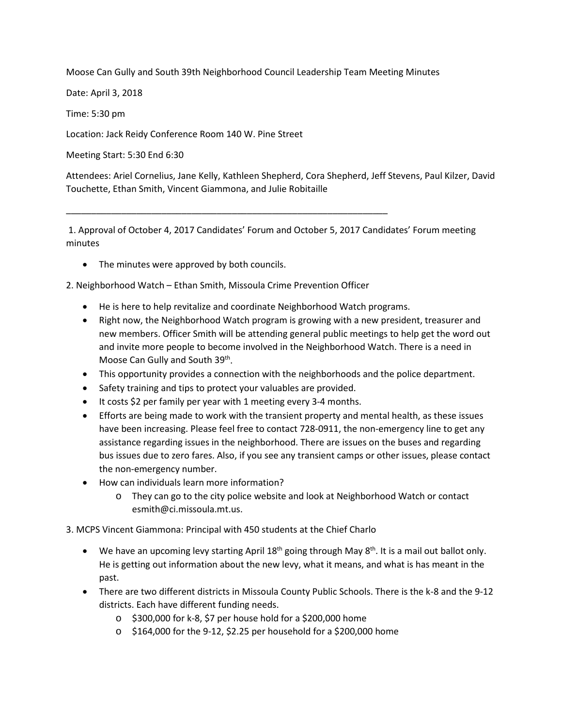Moose Can Gully and South 39th Neighborhood Council Leadership Team Meeting Minutes

Date: April 3, 2018

Time: 5:30 pm

Location: Jack Reidy Conference Room 140 W. Pine Street

Meeting Start: 5:30 End 6:30

Attendees: Ariel Cornelius, Jane Kelly, Kathleen Shepherd, Cora Shepherd, Jeff Stevens, Paul Kilzer, David Touchette, Ethan Smith, Vincent Giammona, and Julie Robitaille

---

1. Approval of October 4, 2017 Candidates' Forum and October 5, 2017 Candidates' Forum meeting minutes

- The minutes were approved by both councils.

2. Neighborhood Watch – Ethan Smith, Missoula Crime Prevention Officer

- He is here to help revitalize and coordinate Neighborhood Watch programs.
- Right now, the Neighborhood Watch program is growing with a new president, treasurer and new members. Officer Smith will be attending general public meetings to help get the word out and invite more people to become involved in the Neighborhood Watch. There is a need in Moose Can Gully and South 39th.
- This opportunity provides a connection with the neighborhoods and the police department.
- Safety training and tips to protect your valuables are provided.
- It costs $2 per family per year with 1 meeting every 3-4 months.
- Efforts are being made to work with the transient property and mental health, as these issues have been increasing. Please feel free to contact 728-0911, the non-emergency line to get any assistance regarding issues in the neighborhood. There are issues on the buses and regarding bus issues due to zero fares. Also, if you see any transient camps or other issues, please contact the non-emergency number.
- How can individuals learn more information?
  - They can go to the city police website and look at Neighborhood Watch or contact esmith@ci.missoula.mt.us.

3. MCPS Vincent Giammona: Principal with 450 students at the Chief Charlo

- We have an upcoming levy starting April 18th going through May 8th. It is a mail out ballot only. He is getting out information about the new levy, what it means, and what is has meant in the past.
- There are two different districts in Missoula County Public Schools. There is the k-8 and the 9-12 districts. Each have different funding needs.
  - $300,000 for k-8, $7 per house hold for a $200,000 home
  - $164,000 for the 9-12, $2.25 per household for a $200,000 home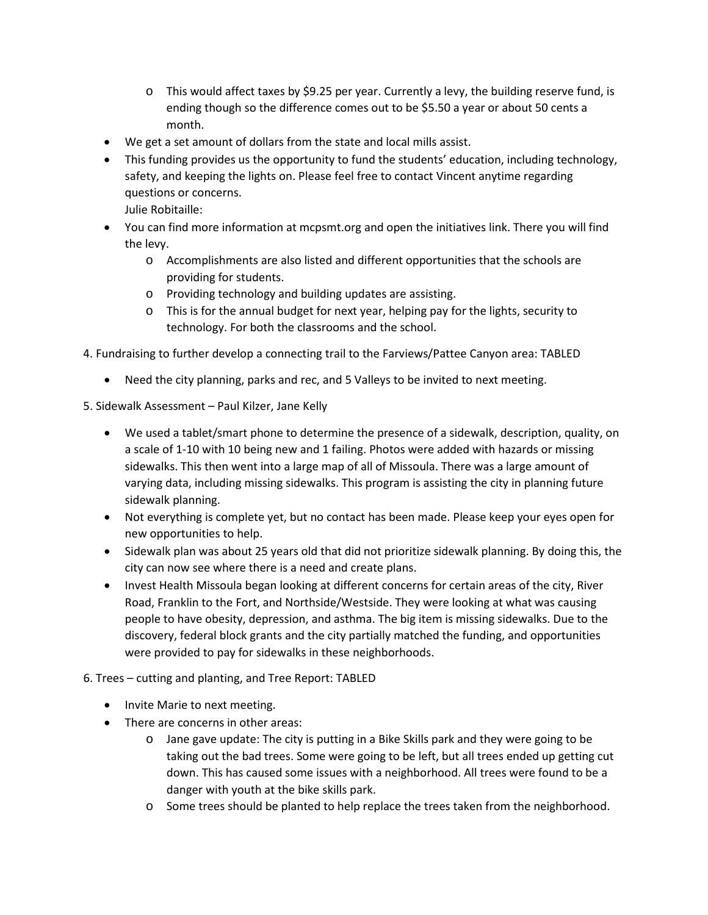- This would affect taxes by $9.25 per year. Currently a levy, the building reserve fund, is ending though so the difference comes out to be $5.50 a year or about 50 cents a month.
- We get a set amount of dollars from the state and local mills assist.
- This funding provides us the opportunity to fund the students' education, including technology, safety, and keeping the lights on. Please feel free to contact Vincent anytime regarding questions or concerns.
  Julie Robitaille:
- You can find more information at mcpsmt.org and open the initiatives link. There you will find the levy.
  - Accomplishments are also listed and different opportunities that the schools are providing for students.
  - Providing technology and building updates are assisting.
  - This is for the annual budget for next year, helping pay for the lights, security to technology. For both the classrooms and the school.

4. Fundraising to further develop a connecting trail to the Farviews/Pattee Canyon area: TABLED

- Need the city planning, parks and rec, and 5 Valleys to be invited to next meeting.

5. Sidewalk Assessment – Paul Kilzer, Jane Kelly

- We used a tablet/smart phone to determine the presence of a sidewalk, description, quality, on a scale of 1-10 with 10 being new and 1 failing. Photos were added with hazards or missing sidewalks. This then went into a large map of all of Missoula. There was a large amount of varying data, including missing sidewalks. This program is assisting the city in planning future sidewalk planning.
- Not everything is complete yet, but no contact has been made. Please keep your eyes open for new opportunities to help.
- Sidewalk plan was about 25 years old that did not prioritize sidewalk planning. By doing this, the city can now see where there is a need and create plans.
- Invest Health Missoula began looking at different concerns for certain areas of the city, River Road, Franklin to the Fort, and Northside/Westside. They were looking at what was causing people to have obesity, depression, and asthma. The big item is missing sidewalks. Due to the discovery, federal block grants and the city partially matched the funding, and opportunities were provided to pay for sidewalks in these neighborhoods.

6. Trees – cutting and planting, and Tree Report: TABLED

- Invite Marie to next meeting.
- There are concerns in other areas:
  - Jane gave update: The city is putting in a Bike Skills park and they were going to be taking out the bad trees. Some were going to be left, but all trees ended up getting cut down. This has caused some issues with a neighborhood. All trees were found to be a danger with youth at the bike skills park.
  - Some trees should be planted to help replace the trees taken from the neighborhood.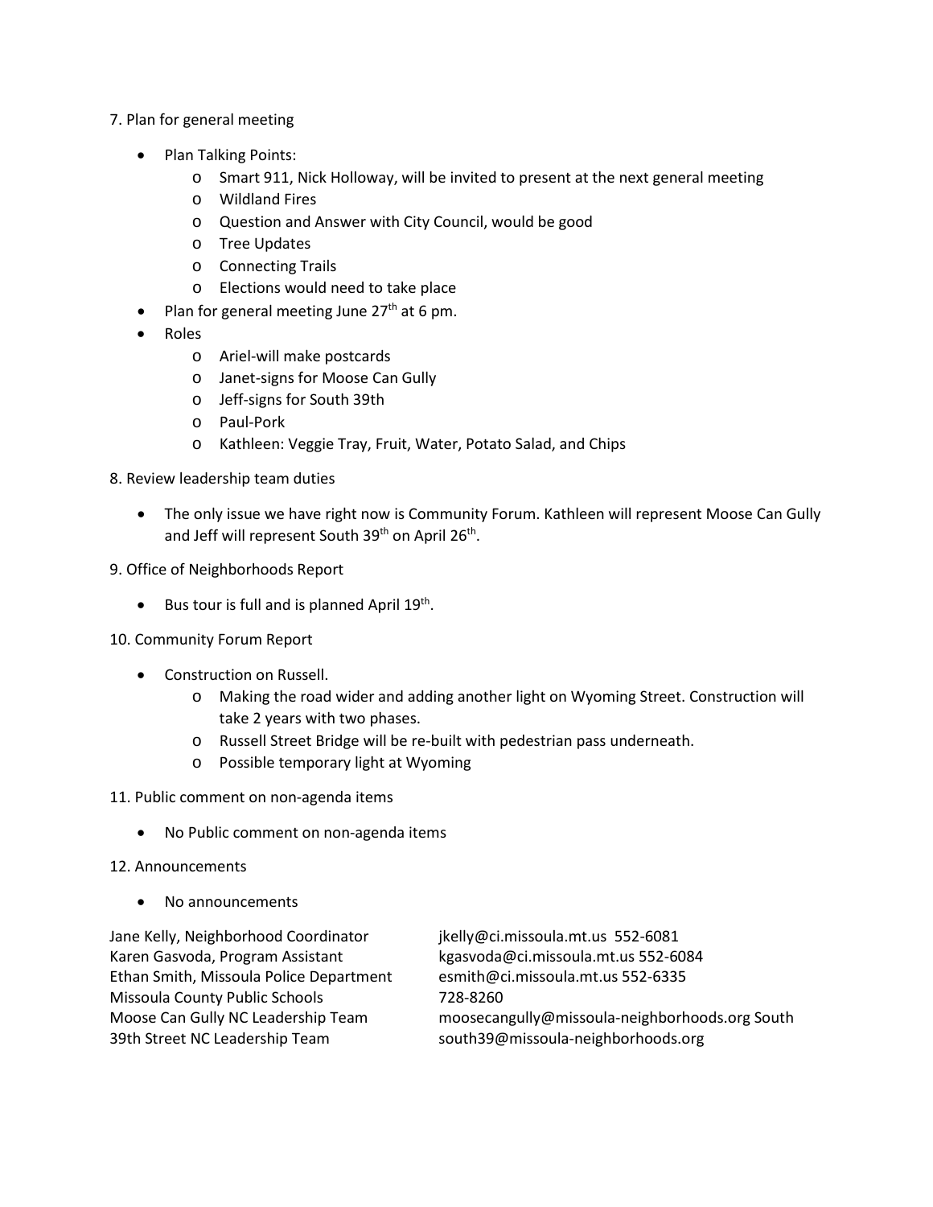7. Plan for general meeting

- Plan Talking Points:
    - Smart 911, Nick Holloway, will be invited to present at the next general meeting
    - Wildland Fires
    - Question and Answer with City Council, would be good
    - Tree Updates
    - Connecting Trails
    - Elections would need to take place
- Plan for general meeting June 27th at 6 pm.
- Roles
    - Ariel-will make postcards
    - Janet-signs for Moose Can Gully
    - Jeff-signs for South 39th
    - Paul-Pork
    - Kathleen: Veggie Tray, Fruit, Water, Potato Salad, and Chips

8. Review leadership team duties

- The only issue we have right now is Community Forum. Kathleen will represent Moose Can Gully and Jeff will represent South 39th on April 26th.

9. Office of Neighborhoods Report

- Bus tour is full and is planned April 19th.

10. Community Forum Report

- Construction on Russell.
    - Making the road wider and adding another light on Wyoming Street. Construction will take 2 years with two phases.
    - Russell Street Bridge will be re-built with pedestrian pass underneath.
    - Possible temporary light at Wyoming

11. Public comment on non-agenda items

- No Public comment on non-agenda items

12. Announcements

- No announcements

Jane Kelly, Neighborhood Coordinator jkelly@ci.missoula.mt.us 552-6081
Karen Gasvoda, Program Assistant kgasvoda@ci.missoula.mt.us 552-6084
Ethan Smith, Missoula Police Department esmith@ci.missoula.mt.us 552-6335
Missoula County Public Schools 728-8260
Moose Can Gully NC Leadership Team moosecangully@missoula-neighborhoods.org South 39th Street NC Leadership Team south39@missoula-neighborhoods.org